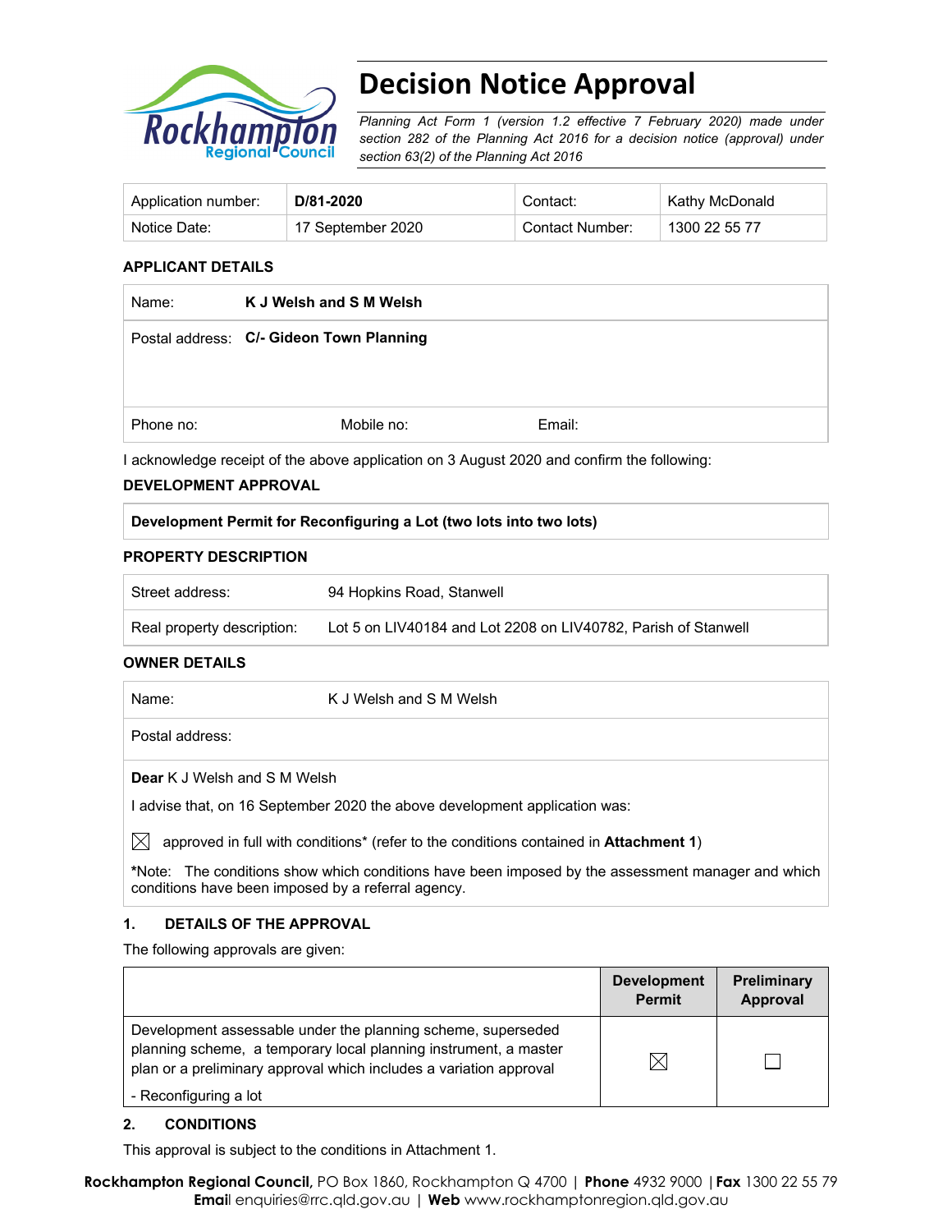# Decision Notice Approval

*Planning Act Form 1 (version 1.2 effective 7 February 2020) made under section 282 of the Planning Act 2016 for a decision notice (approval) under section 63(2) of the Planning Act 2016*

| Application number: | **D/81-2020** | Contact: | Kathy McDonald |
|---|---|---|---|
| Notice Date: | 17 September 2020 | Contact Number: | 1300 22 55 77 |

**APPLICANT DETAILS**

| | | |
|---|---|---|
| Name: **K J Welsh and S M Welsh** | | |
| Postal address: **C/- Gideon Town Planning** | | |
| Phone no: | Mobile no: | Email: |

I acknowledge receipt of the above application on 3 August 2020 and confirm the following:

**DEVELOPMENT APPROVAL**

| **Development Permit for Reconfiguring a Lot (two lots into two lots)** |
|---|

**PROPERTY DESCRIPTION**

| | |
|---|---|
| Street address: | 94 Hopkins Road, Stanwell |
| Real property description: | Lot 5 on LIV40184 and Lot 2208 on LIV40782, Parish of Stanwell |

**OWNER DETAILS**

| | |
|---|---|
| Name: | K J Welsh and S M Welsh |
| Postal address: | |

**Dear** K J Welsh and S M Welsh

I advise that, on 16 September 2020 the above development application was:

☒ approved in full with conditions* (refer to the conditions contained in **Attachment 1**)

***Note:** The conditions show which conditions have been imposed by the assessment manager and which conditions have been imposed by a referral agency.

**1. DETAILS OF THE APPROVAL**

The following approvals are given:

| | **Development Permit** | **Preliminary Approval** |
|---|---|---|
| Development assessable under the planning scheme, superseded planning scheme, a temporary local planning instrument, a master plan or a preliminary approval which includes a variation approval<br>- Reconfiguring a lot | ☒ | ☐ |

**2. CONDITIONS**

This approval is subject to the conditions in Attachment 1.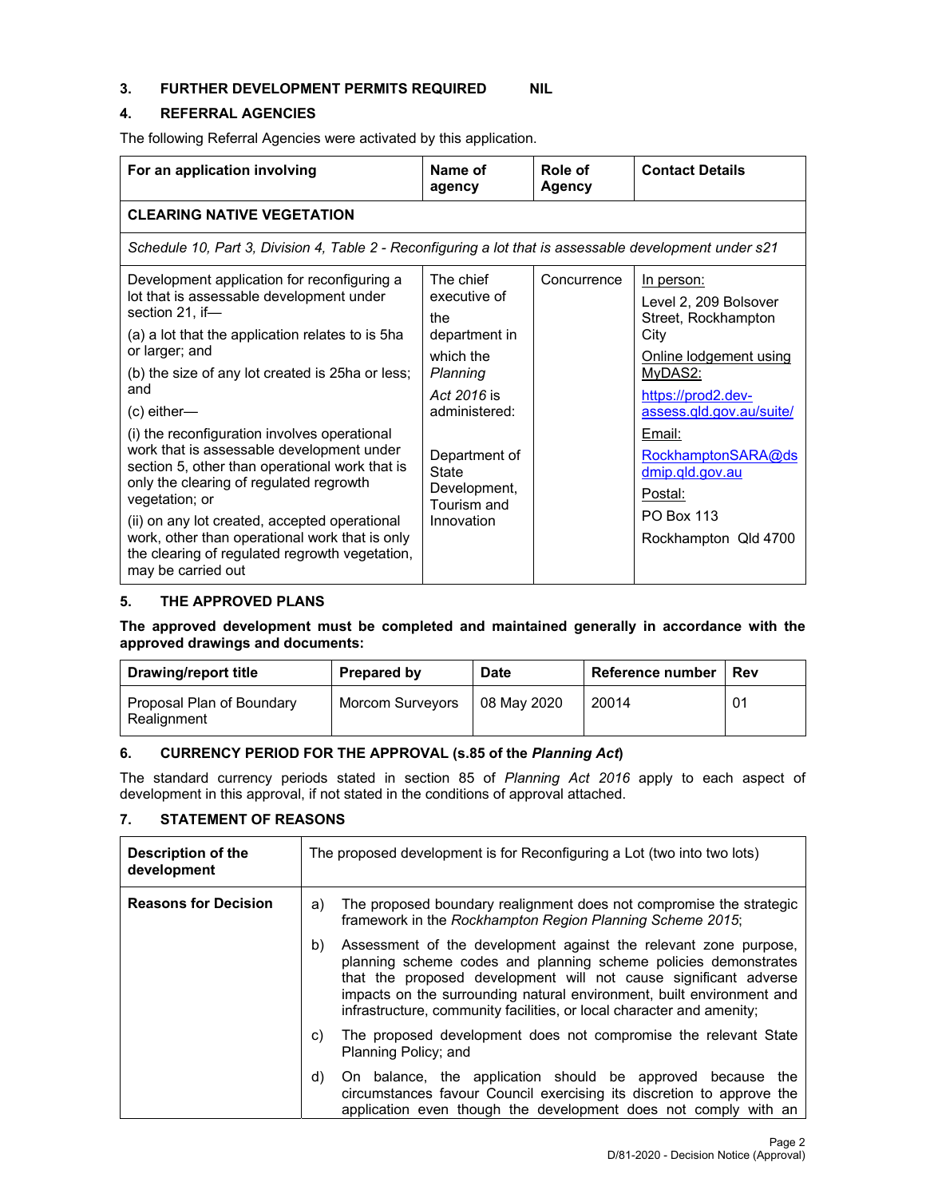### 3. FURTHER DEVELOPMENT PERMITS REQUIRED NIL

### 4. REFERRAL AGENCIES

The following Referral Agencies were activated by this application.

| For an application involving | Name of agency | Role of Agency | Contact Details |
|---|---|---|---|
| **CLEARING NATIVE VEGETATION** | | | |
| *Schedule 10, Part 3, Division 4, Table 2 - Reconfiguring a lot that is assessable development under s21* | | | |
| Development application for reconfiguring a lot that is assessable development under section 21, if—<br>(a) a lot that the application relates to is 5ha or larger; and<br>(b) the size of any lot created is 25ha or less; and<br>(c) either—<br>(i) the reconfiguration involves operational work that is assessable development under section 5, other than operational work that is only the clearing of regulated regrowth vegetation; or<br>(ii) on any lot created, accepted operational work, other than operational work that is only the clearing of regulated regrowth vegetation, may be carried out | The chief executive of the department in which the *Planning Act 2016* is administered:<br><br>Department of State Development, Tourism and Innovation | Concurrence | In person:<br>Level 2, 209 Bolsover Street, Rockhampton City<br>Online lodgement using MyDAS2:<br>https://prod2.dev-assess.qld.gov.au/suite/<br>Email:<br>RockhamptonSARA@dsdmip.qld.gov.au<br>Postal:<br>PO Box 113<br>Rockhampton Qld 4700 |

### 5. THE APPROVED PLANS

**The approved development must be completed and maintained generally in accordance with the approved drawings and documents:**

| Drawing/report title | Prepared by | Date | Reference number | Rev |
|---|---|---|---|---|
| Proposal Plan of Boundary Realignment | Morcom Surveyors | 08 May 2020 | 20014 | 01 |

### 6. CURRENCY PERIOD FOR THE APPROVAL (s.85 of the *Planning Act*)

The standard currency periods stated in section 85 of *Planning Act 2016* apply to each aspect of development in this approval, if not stated in the conditions of approval attached.

### 7. STATEMENT OF REASONS

| Description of the development | The proposed development is for Reconfiguring a Lot (two into two lots) |
|---|---|
| **Reasons for Decision** | a) The proposed boundary realignment does not compromise the strategic framework in the *Rockhampton Region Planning Scheme 2015*;<br>b) Assessment of the development against the relevant zone purpose, planning scheme codes and planning scheme policies demonstrates that the proposed development will not cause significant adverse impacts on the surrounding natural environment, built environment and infrastructure, community facilities, or local character and amenity;<br>c) The proposed development does not compromise the relevant State Planning Policy; and<br>d) On balance, the application should be approved because the circumstances favour Council exercising its discretion to approve the application even though the development does not comply with an |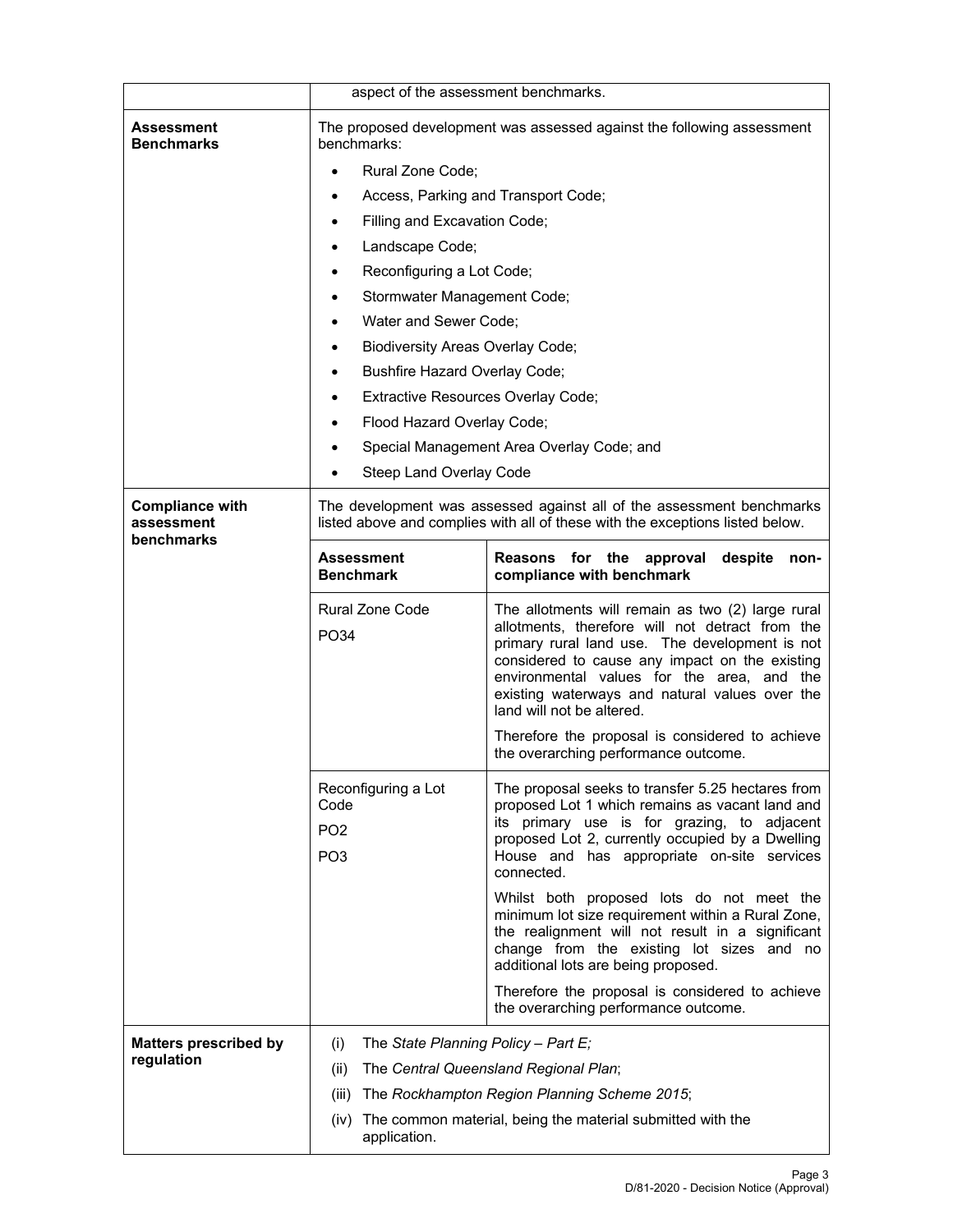| | |
|---|---|
| | aspect of the assessment benchmarks. |
| **Assessment Benchmarks** | The proposed development was assessed against the following assessment benchmarks:<br>• Rural Zone Code;<br>• Access, Parking and Transport Code;<br>• Filling and Excavation Code;<br>• Landscape Code;<br>• Reconfiguring a Lot Code;<br>• Stormwater Management Code;<br>• Water and Sewer Code;<br>• Biodiversity Areas Overlay Code;<br>• Bushfire Hazard Overlay Code;<br>• Extractive Resources Overlay Code;<br>• Flood Hazard Overlay Code;<br>• Special Management Area Overlay Code; and<br>• Steep Land Overlay Code |
| **Compliance with assessment benchmarks** | The development was assessed against all of the assessment benchmarks listed above and complies with all of these with the exceptions listed below. |

| Assessment Benchmark | Reasons for the approval despite non-compliance with benchmark |
|---|---|
| Rural Zone Code<br>PO34 | The allotments will remain as two (2) large rural allotments, therefore will not detract from the primary rural land use. The development is not considered to cause any impact on the existing environmental values for the area, and the existing waterways and natural values over the land will not be altered.<br>Therefore the proposal is considered to achieve the overarching performance outcome. |
| Reconfiguring a Lot Code<br>PO2<br>PO3 | The proposal seeks to transfer 5.25 hectares from proposed Lot 1 which remains as vacant land and its primary use is for grazing, to adjacent proposed Lot 2, currently occupied by a Dwelling House and has appropriate on-site services connected.<br>Whilst both proposed lots do not meet the minimum lot size requirement within a Rural Zone, the realignment will not result in a significant change from the existing lot sizes and no additional lots are being proposed.<br>Therefore the proposal is considered to achieve the overarching performance outcome. |

| | |
|---|---|
| **Matters prescribed by regulation** | (i) The *State Planning Policy – Part E;*<br>(ii) The *Central Queensland Regional Plan*;<br>(iii) The *Rockhampton Region Planning Scheme 2015*;<br>(iv) The common material, being the material submitted with the application. |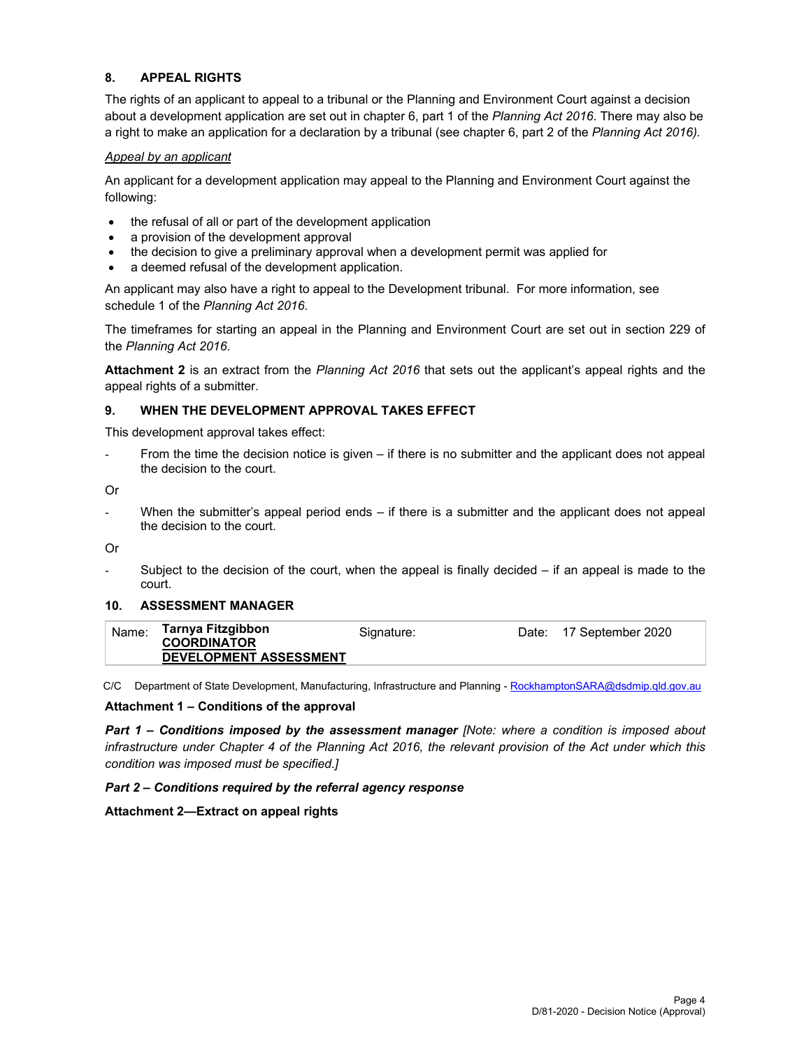## 8. APPEAL RIGHTS

The rights of an applicant to appeal to a tribunal or the Planning and Environment Court against a decision about a development application are set out in chapter 6, part 1 of the *Planning Act 2016*. There may also be a right to make an application for a declaration by a tribunal (see chapter 6, part 2 of the *Planning Act 2016).*

*Appeal by an applicant*

An applicant for a development application may appeal to the Planning and Environment Court against the following:

- the refusal of all or part of the development application
- a provision of the development approval
- the decision to give a preliminary approval when a development permit was applied for
- a deemed refusal of the development application.

An applicant may also have a right to appeal to the Development tribunal. For more information, see schedule 1 of the *Planning Act 2016*.

The timeframes for starting an appeal in the Planning and Environment Court are set out in section 229 of the *Planning Act 2016*.

**Attachment 2** is an extract from the *Planning Act 2016* that sets out the applicant's appeal rights and the appeal rights of a submitter.

## 9. WHEN THE DEVELOPMENT APPROVAL TAKES EFFECT

This development approval takes effect:

- From the time the decision notice is given – if there is no submitter and the applicant does not appeal the decision to the court.

Or

- When the submitter's appeal period ends – if there is a submitter and the applicant does not appeal the decision to the court.

Or

- Subject to the decision of the court, when the appeal is finally decided – if an appeal is made to the court.

## 10. ASSESSMENT MANAGER

| Name: | Tarnya Fitzgibbon<br>COORDINATOR<br>DEVELOPMENT ASSESSMENT | Signature: | Date: | 17 September 2020 |
|---|---|---|---|---|

C/C Department of State Development, Manufacturing, Infrastructure and Planning - RockhamptonSARA@dsdmip.qld.gov.au

**Attachment 1 – Conditions of the approval**

***Part 1 – Conditions imposed by the assessment manager*** *[Note: where a condition is imposed about infrastructure under Chapter 4 of the Planning Act 2016, the relevant provision of the Act under which this condition was imposed must be specified.]*

***Part 2 – Conditions required by the referral agency response***

**Attachment 2—Extract on appeal rights**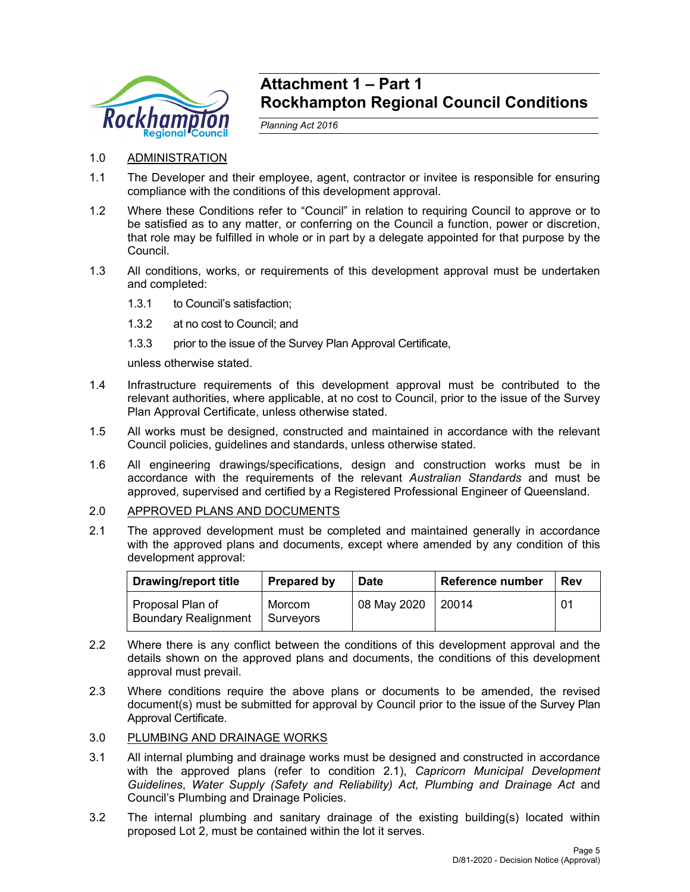# Attachment 1 – Part 1
# Rockhampton Regional Council Conditions

*Planning Act 2016*

1.0 ADMINISTRATION

1.1 The Developer and their employee, agent, contractor or invitee is responsible for ensuring compliance with the conditions of this development approval.

1.2 Where these Conditions refer to "Council" in relation to requiring Council to approve or to be satisfied as to any matter, or conferring on the Council a function, power or discretion, that role may be fulfilled in whole or in part by a delegate appointed for that purpose by the Council.

1.3 All conditions, works, or requirements of this development approval must be undertaken and completed:

1.3.1 to Council's satisfaction;

1.3.2 at no cost to Council; and

1.3.3 prior to the issue of the Survey Plan Approval Certificate,

unless otherwise stated.

1.4 Infrastructure requirements of this development approval must be contributed to the relevant authorities, where applicable, at no cost to Council, prior to the issue of the Survey Plan Approval Certificate, unless otherwise stated.

1.5 All works must be designed, constructed and maintained in accordance with the relevant Council policies, guidelines and standards, unless otherwise stated.

1.6 All engineering drawings/specifications, design and construction works must be in accordance with the requirements of the relevant *Australian Standards* and must be approved, supervised and certified by a Registered Professional Engineer of Queensland.

2.0 APPROVED PLANS AND DOCUMENTS

2.1 The approved development must be completed and maintained generally in accordance with the approved plans and documents, except where amended by any condition of this development approval:

| Drawing/report title | Prepared by | Date | Reference number | Rev |
|---|---|---|---|---|
| Proposal Plan of Boundary Realignment | Morcom Surveyors | 08 May 2020 | 20014 | 01 |

2.2 Where there is any conflict between the conditions of this development approval and the details shown on the approved plans and documents, the conditions of this development approval must prevail.

2.3 Where conditions require the above plans or documents to be amended, the revised document(s) must be submitted for approval by Council prior to the issue of the Survey Plan Approval Certificate.

3.0 PLUMBING AND DRAINAGE WORKS

3.1 All internal plumbing and drainage works must be designed and constructed in accordance with the approved plans (refer to condition 2.1), *Capricorn Municipal Development Guidelines*, *Water Supply (Safety and Reliability) Act, Plumbing and Drainage Act* and Council's Plumbing and Drainage Policies.

3.2 The internal plumbing and sanitary drainage of the existing building(s) located within proposed Lot 2, must be contained within the lot it serves.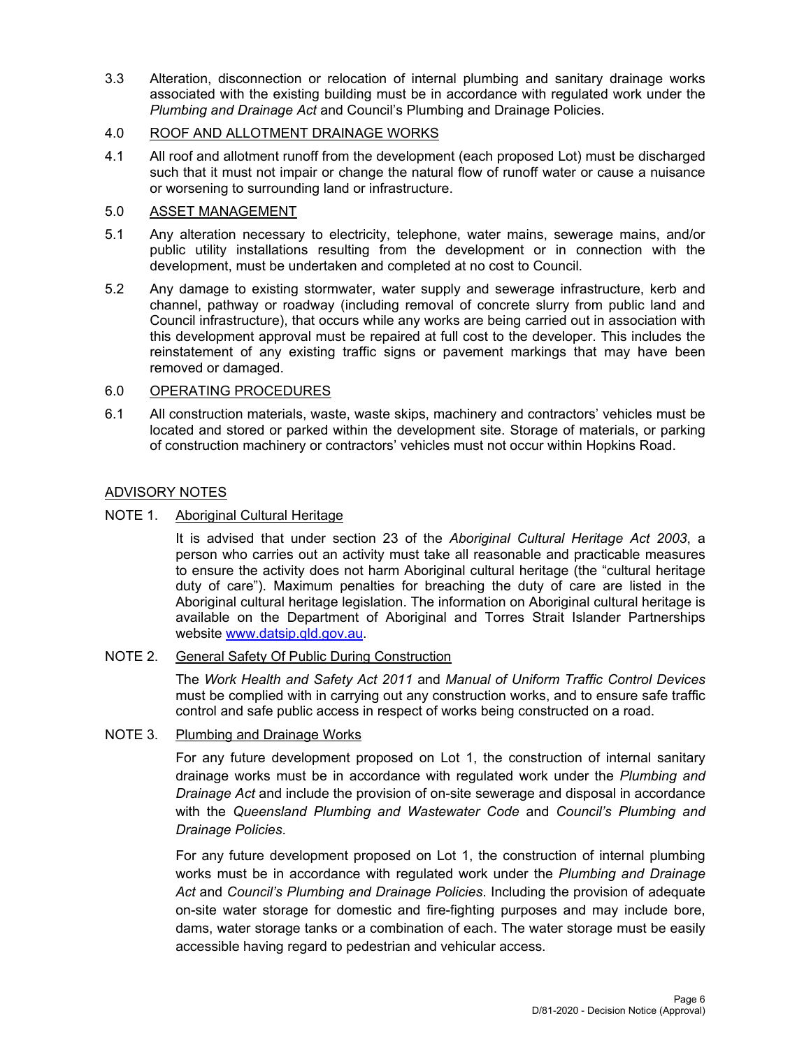3.3 Alteration, disconnection or relocation of internal plumbing and sanitary drainage works associated with the existing building must be in accordance with regulated work under the *Plumbing and Drainage Act* and Council's Plumbing and Drainage Policies.

4.0 <u>ROOF AND ALLOTMENT DRAINAGE WORKS</u>

4.1 All roof and allotment runoff from the development (each proposed Lot) must be discharged such that it must not impair or change the natural flow of runoff water or cause a nuisance or worsening to surrounding land or infrastructure.

5.0 <u>ASSET MANAGEMENT</u>

5.1 Any alteration necessary to electricity, telephone, water mains, sewerage mains, and/or public utility installations resulting from the development or in connection with the development, must be undertaken and completed at no cost to Council.

5.2 Any damage to existing stormwater, water supply and sewerage infrastructure, kerb and channel, pathway or roadway (including removal of concrete slurry from public land and Council infrastructure), that occurs while any works are being carried out in association with this development approval must be repaired at full cost to the developer. This includes the reinstatement of any existing traffic signs or pavement markings that may have been removed or damaged.

6.0 <u>OPERATING PROCEDURES</u>

6.1 All construction materials, waste, waste skips, machinery and contractors' vehicles must be located and stored or parked within the development site. Storage of materials, or parking of construction machinery or contractors' vehicles must not occur within Hopkins Road.

<u>ADVISORY NOTES</u>

NOTE 1. <u>Aboriginal Cultural Heritage</u>

It is advised that under section 23 of the *Aboriginal Cultural Heritage Act 2003*, a person who carries out an activity must take all reasonable and practicable measures to ensure the activity does not harm Aboriginal cultural heritage (the "cultural heritage duty of care"). Maximum penalties for breaching the duty of care are listed in the Aboriginal cultural heritage legislation. The information on Aboriginal cultural heritage is available on the Department of Aboriginal and Torres Strait Islander Partnerships website www.datsip.qld.gov.au.

NOTE 2. <u>General Safety Of Public During Construction</u>

The *Work Health and Safety Act 2011* and *Manual of Uniform Traffic Control Devices* must be complied with in carrying out any construction works, and to ensure safe traffic control and safe public access in respect of works being constructed on a road.

NOTE 3. <u>Plumbing and Drainage Works</u>

For any future development proposed on Lot 1, the construction of internal sanitary drainage works must be in accordance with regulated work under the *Plumbing and Drainage Act* and include the provision of on-site sewerage and disposal in accordance with the *Queensland Plumbing and Wastewater Code* and *Council's Plumbing and Drainage Policies*.

For any future development proposed on Lot 1, the construction of internal plumbing works must be in accordance with regulated work under the *Plumbing and Drainage Act* and *Council's Plumbing and Drainage Policies*. Including the provision of adequate on-site water storage for domestic and fire-fighting purposes and may include bore, dams, water storage tanks or a combination of each. The water storage must be easily accessible having regard to pedestrian and vehicular access.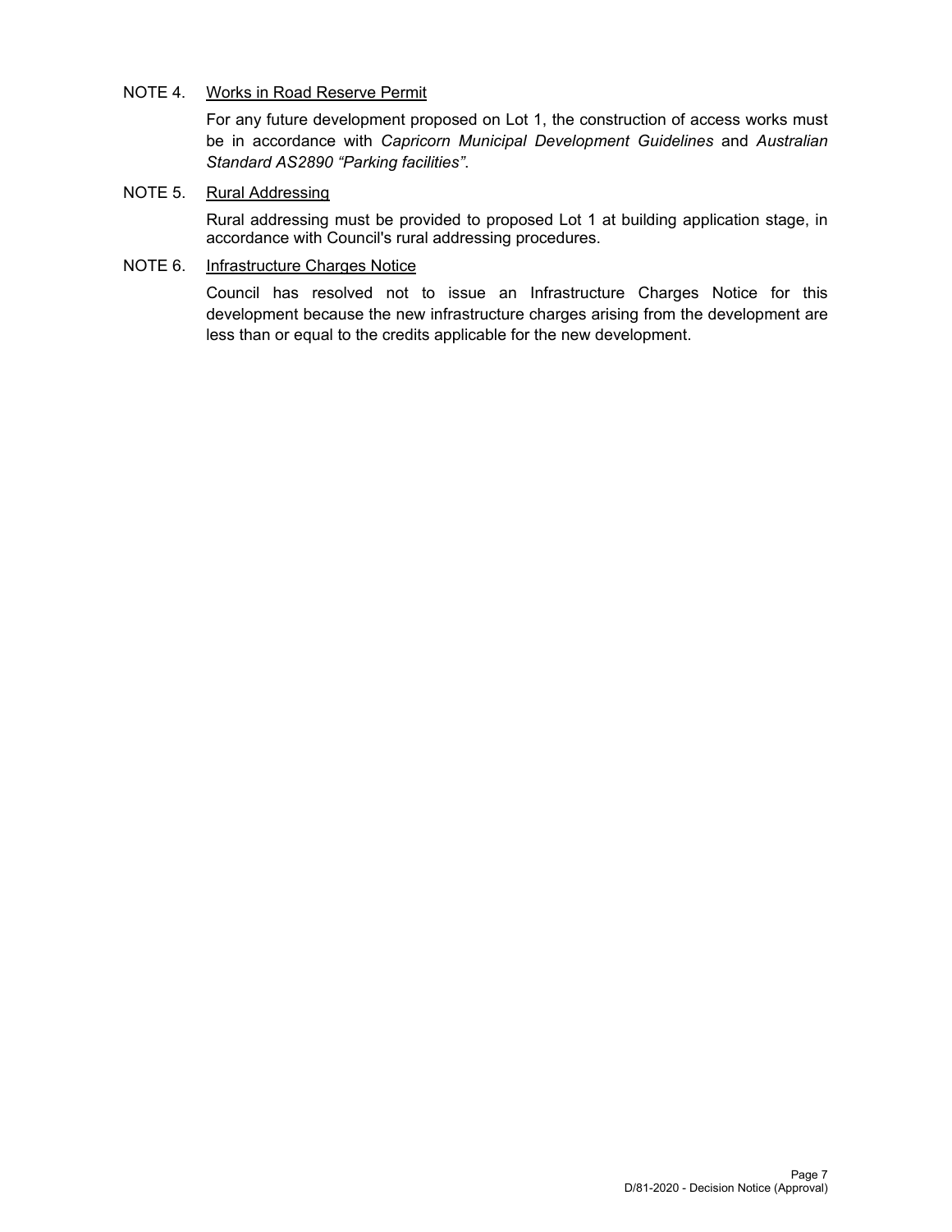NOTE 4. Works in Road Reserve Permit

For any future development proposed on Lot 1, the construction of access works must be in accordance with *Capricorn Municipal Development Guidelines* and *Australian Standard AS2890 "Parking facilities"*.

NOTE 5. Rural Addressing

Rural addressing must be provided to proposed Lot 1 at building application stage, in accordance with Council's rural addressing procedures.

NOTE 6. Infrastructure Charges Notice

Council has resolved not to issue an Infrastructure Charges Notice for this development because the new infrastructure charges arising from the development are less than or equal to the credits applicable for the new development.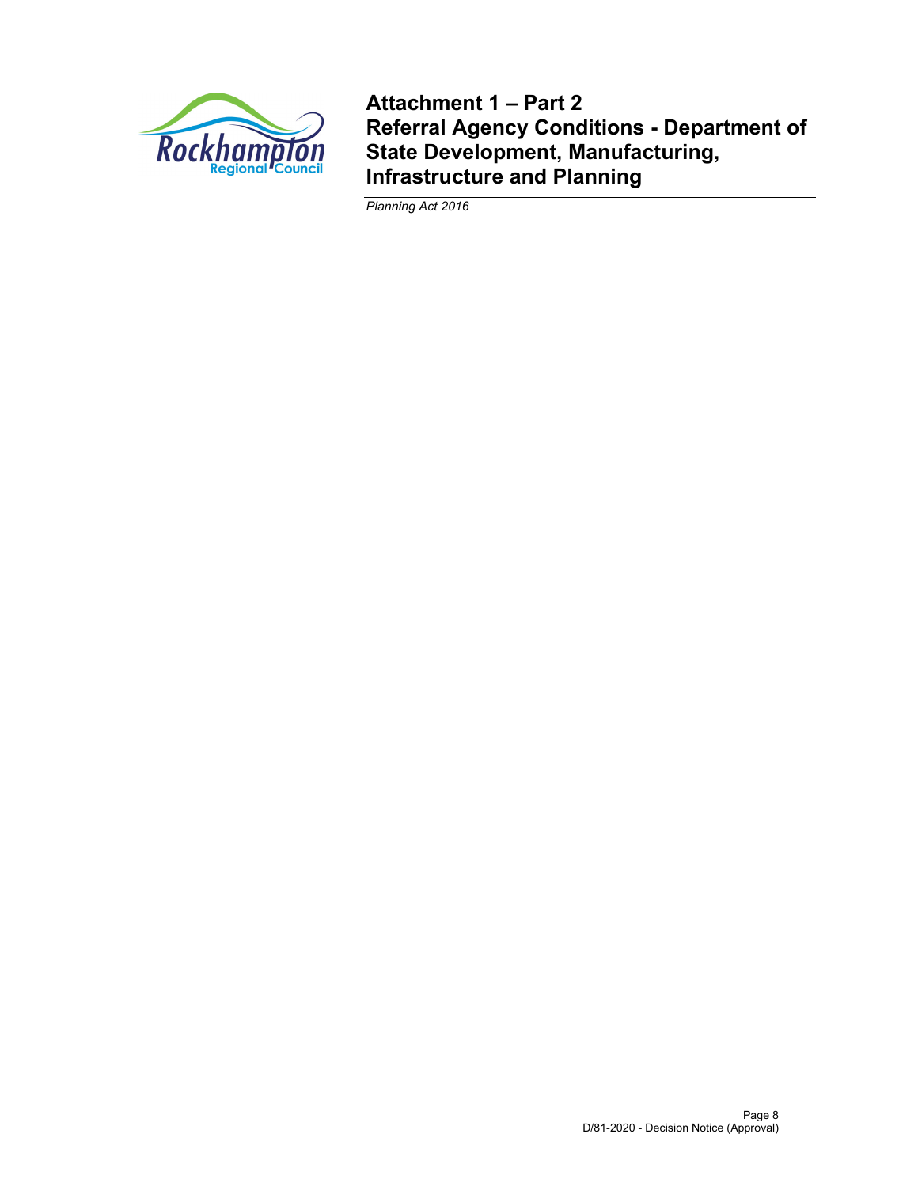# Attachment 1 – Part 2
# Referral Agency Conditions - Department of State Development, Manufacturing, Infrastructure and Planning

*Planning Act 2016*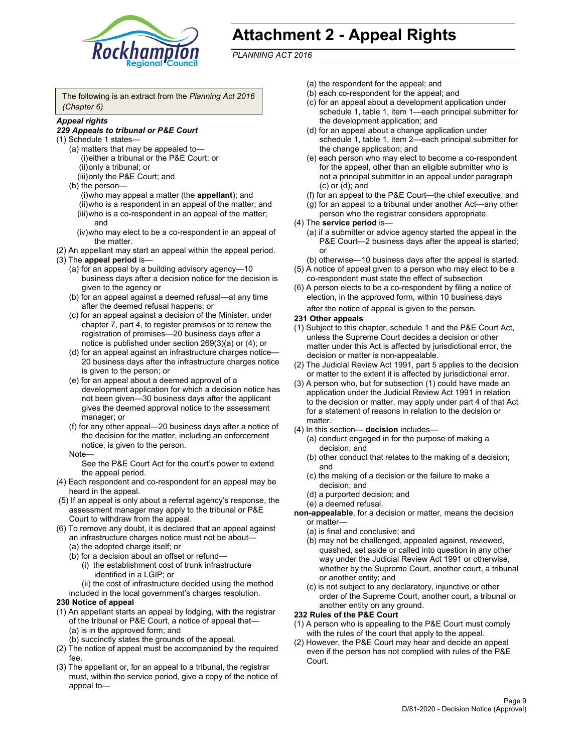# Attachment 2 - Appeal Rights

*PLANNING ACT 2016*

The following is an extract from the *Planning Act 2016 (Chapter 6)*

***Appeal rights***

***229 Appeals to tribunal or P&E Court***

(1) Schedule 1 states—
- (a) matters that may be appealed to—
  - (i) either a tribunal or the P&E Court; or
  - (ii) only a tribunal; or
  - (iii) only the P&E Court; and
- (b) the person—
  - (i) who may appeal a matter (the **appellant**); and
  - (ii) who is a respondent in an appeal of the matter; and
  - (iii) who is a co-respondent in an appeal of the matter; and
  - (iv) who may elect to be a co-respondent in an appeal of the matter.

(2) An appellant may start an appeal within the appeal period.

(3) The **appeal period** is—
- (a) for an appeal by a building advisory agency—10 business days after a decision notice for the decision is given to the agency or
- (b) for an appeal against a deemed refusal—at any time after the deemed refusal happens; or
- (c) for an appeal against a decision of the Minister, under chapter 7, part 4, to register premises or to renew the registration of premises—20 business days after a notice is published under section 269(3)(a) or (4); or
- (d) for an appeal against an infrastructure charges notice—20 business days after the infrastructure charges notice is given to the person; or
- (e) for an appeal about a deemed approval of a development application for which a decision notice has not been given—30 business days after the applicant gives the deemed approval notice to the assessment manager; or
- (f) for any other appeal—20 business days after a notice of the decision for the matter, including an enforcement notice, is given to the person.

Note—

See the P&E Court Act for the court's power to extend the appeal period.

(4) Each respondent and co-respondent for an appeal may be heard in the appeal.

(5) If an appeal is only about a referral agency's response, the assessment manager may apply to the tribunal or P&E Court to withdraw from the appeal.

(6) To remove any doubt, it is declared that an appeal against an infrastructure charges notice must not be about—
- (a) the adopted charge itself; or
- (b) for a decision about an offset or refund—
  - (i) the establishment cost of trunk infrastructure identified in a LGIP; or
  - (ii) the cost of infrastructure decided using the method included in the local government's charges resolution.

**230 Notice of appeal**

(1) An appellant starts an appeal by lodging, with the registrar of the tribunal or P&E Court, a notice of appeal that—
- (a) is in the approved form; and
- (b) succinctly states the grounds of the appeal.

(2) The notice of appeal must be accompanied by the required fee.

(3) The appellant or, for an appeal to a tribunal, the registrar must, within the service period, give a copy of the notice of appeal to—
- (a) the respondent for the appeal; and
- (b) each co-respondent for the appeal; and
- (c) for an appeal about a development application under schedule 1, table 1, item 1—each principal submitter for the development application; and
- (d) for an appeal about a change application under schedule 1, table 1, item 2—each principal submitter for the change application; and
- (e) each person who may elect to become a co-respondent for the appeal, other than an eligible submitter who is not a principal submitter in an appeal under paragraph (c) or (d); and
- (f) for an appeal to the P&E Court—the chief executive; and
- (g) for an appeal to a tribunal under another Act—any other person who the registrar considers appropriate.

(4) The **service period** is—
- (a) if a submitter or advice agency started the appeal in the P&E Court—2 business days after the appeal is started; or
- (b) otherwise—10 business days after the appeal is started.

(5) A notice of appeal given to a person who may elect to be a co-respondent must state the effect of subsection

(6) A person elects to be a co-respondent by filing a notice of election, in the approved form, within 10 business days after the notice of appeal is given to the person.

**231 Other appeals**

(1) Subject to this chapter, schedule 1 and the P&E Court Act, unless the Supreme Court decides a decision or other matter under this Act is affected by jurisdictional error, the decision or matter is non-appealable.

(2) The Judicial Review Act 1991, part 5 applies to the decision or matter to the extent it is affected by jurisdictional error.

(3) A person who, but for subsection (1) could have made an application under the Judicial Review Act 1991 in relation to the decision or matter, may apply under part 4 of that Act for a statement of reasons in relation to the decision or matter.

(4) In this section— **decision** includes—
- (a) conduct engaged in for the purpose of making a decision; and
- (b) other conduct that relates to the making of a decision; and
- (c) the making of a decision or the failure to make a decision; and
- (d) a purported decision; and
- (e) a deemed refusal.

**non-appealable**, for a decision or matter, means the decision or matter—
- (a) is final and conclusive; and
- (b) may not be challenged, appealed against, reviewed, quashed, set aside or called into question in any other way under the Judicial Review Act 1991 or otherwise, whether by the Supreme Court, another court, a tribunal or another entity; and
- (c) is not subject to any declaratory, injunctive or other order of the Supreme Court, another court, a tribunal or another entity on any ground.

**232 Rules of the P&E Court**

(1) A person who is appealing to the P&E Court must comply with the rules of the court that apply to the appeal.

(2) However, the P&E Court may hear and decide an appeal even if the person has not complied with rules of the P&E Court.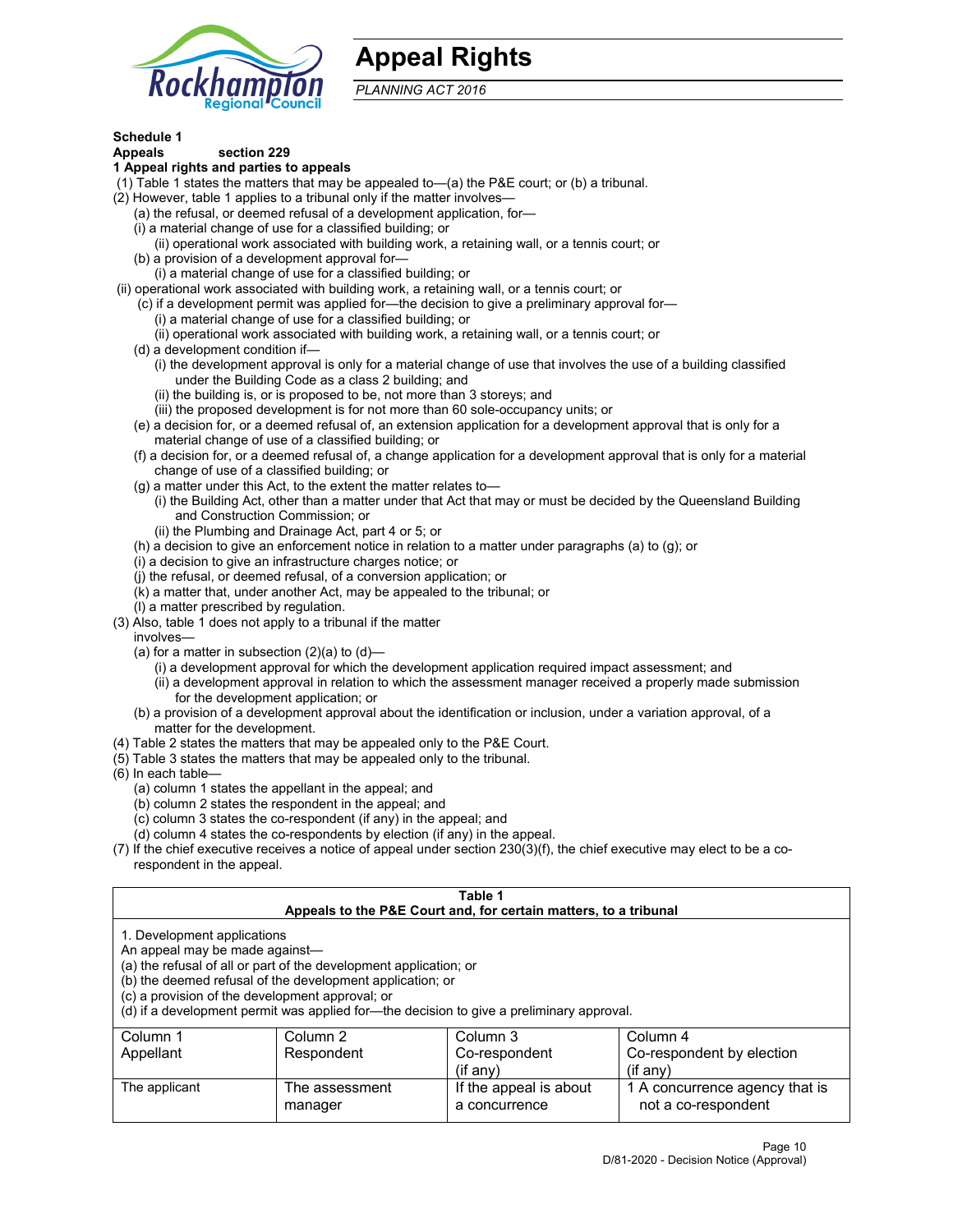# Appeal Rights

*PLANNING ACT 2016*

**Schedule 1**
**Appeals section 229**
**1 Appeal rights and parties to appeals**

(1) Table 1 states the matters that may be appealed to—(a) the P&E court; or (b) a tribunal.
(2) However, table 1 applies to a tribunal only if the matter involves—
 (a) the refusal, or deemed refusal of a development application, for—
 (i) a material change of use for a classified building; or
 (ii) operational work associated with building work, a retaining wall, or a tennis court; or
 (b) a provision of a development approval for—
 (i) a material change of use for a classified building; or
(ii) operational work associated with building work, a retaining wall, or a tennis court; or
 (c) if a development permit was applied for—the decision to give a preliminary approval for—
 (i) a material change of use for a classified building; or
 (ii) operational work associated with building work, a retaining wall, or a tennis court; or
 (d) a development condition if—
 (i) the development approval is only for a material change of use that involves the use of a building classified under the Building Code as a class 2 building; and
 (ii) the building is, or is proposed to be, not more than 3 storeys; and
 (iii) the proposed development is for not more than 60 sole-occupancy units; or
 (e) a decision for, or a deemed refusal of, an extension application for a development approval that is only for a material change of use of a classified building; or
 (f) a decision for, or a deemed refusal of, a change application for a development approval that is only for a material change of use of a classified building; or
 (g) a matter under this Act, to the extent the matter relates to—
 (i) the Building Act, other than a matter under that Act that may or must be decided by the Queensland Building and Construction Commission; or
 (ii) the Plumbing and Drainage Act, part 4 or 5; or
 (h) a decision to give an enforcement notice in relation to a matter under paragraphs (a) to (g); or
 (i) a decision to give an infrastructure charges notice; or
 (j) the refusal, or deemed refusal, of a conversion application; or
 (k) a matter that, under another Act, may be appealed to the tribunal; or
 (l) a matter prescribed by regulation.
(3) Also, table 1 does not apply to a tribunal if the matter involves—
 (a) for a matter in subsection (2)(a) to (d)—
 (i) a development approval for which the development application required impact assessment; and
 (ii) a development approval in relation to which the assessment manager received a properly made submission for the development application; or
 (b) a provision of a development approval about the identification or inclusion, under a variation approval, of a matter for the development.
(4) Table 2 states the matters that may be appealed only to the P&E Court.
(5) Table 3 states the matters that may be appealed only to the tribunal.
(6) In each table—
 (a) column 1 states the appellant in the appeal; and
 (b) column 2 states the respondent in the appeal; and
 (c) column 3 states the co-respondent (if any) in the appeal; and
 (d) column 4 states the co-respondents by election (if any) in the appeal.
(7) If the chief executive receives a notice of appeal under section 230(3)(f), the chief executive may elect to be a co-respondent in the appeal.

**Table 1**
**Appeals to the P&E Court and, for certain matters, to a tribunal**

1. Development applications
An appeal may be made against—
(a) the refusal of all or part of the development application; or
(b) the deemed refusal of the development application; or
(c) a provision of the development approval; or
(d) if a development permit was applied for—the decision to give a preliminary approval.

| Column 1 Appellant | Column 2 Respondent | Column 3 Co-respondent (if any) | Column 4 Co-respondent by election (if any) |
|---|---|---|---|
| The applicant | The assessment manager | If the appeal is about a concurrence | 1 A concurrence agency that is not a co-respondent |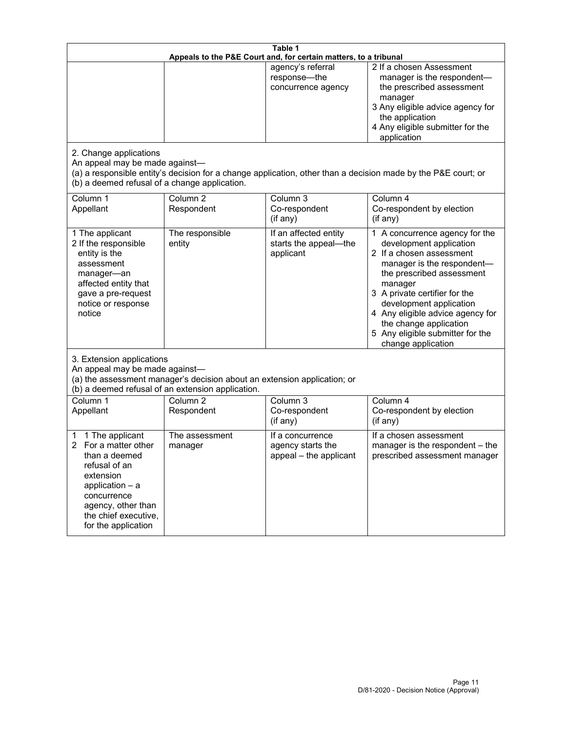**Table 1**
**Appeals to the P&E Court and, for certain matters, to a tribunal**

| | | | |
|---|---|---|---|
| | | agency's referral response—the concurrence agency | 2 If a chosen Assessment manager is the respondent—the prescribed assessment manager<br>3 Any eligible advice agency for the application<br>4 Any eligible submitter for the application |

2. Change applications
An appeal may be made against—
(a) a responsible entity's decision for a change application, other than a decision made by the P&E court; or
(b) a deemed refusal of a change application.

| Column 1<br>Appellant | Column 2<br>Respondent | Column 3<br>Co-respondent<br>(if any) | Column 4<br>Co-respondent by election<br>(if any) |
|---|---|---|---|
| 1 The applicant<br>2 If the responsible entity is the assessment manager—an affected entity that gave a pre-request notice or response notice | The responsible entity | If an affected entity starts the appeal—the applicant | 1 A concurrence agency for the development application<br>2 If a chosen assessment manager is the respondent—the prescribed assessment manager<br>3 A private certifier for the development application<br>4 Any eligible advice agency for the change application<br>5 Any eligible submitter for the change application |

3. Extension applications
An appeal may be made against—
(a) the assessment manager's decision about an extension application; or
(b) a deemed refusal of an extension application.

| Column 1<br>Appellant | Column 2<br>Respondent | Column 3<br>Co-respondent<br>(if any) | Column 4<br>Co-respondent by election<br>(if any) |
|---|---|---|---|
| 1 1 The applicant<br>2 For a matter other than a deemed refusal of an extension application – a concurrence agency, other than the chief executive, for the application | The assessment manager | If a concurrence agency starts the appeal – the applicant | If a chosen assessment manager is the respondent – the prescribed assessment manager |

D/81-2020 - Decision Notice (Approval)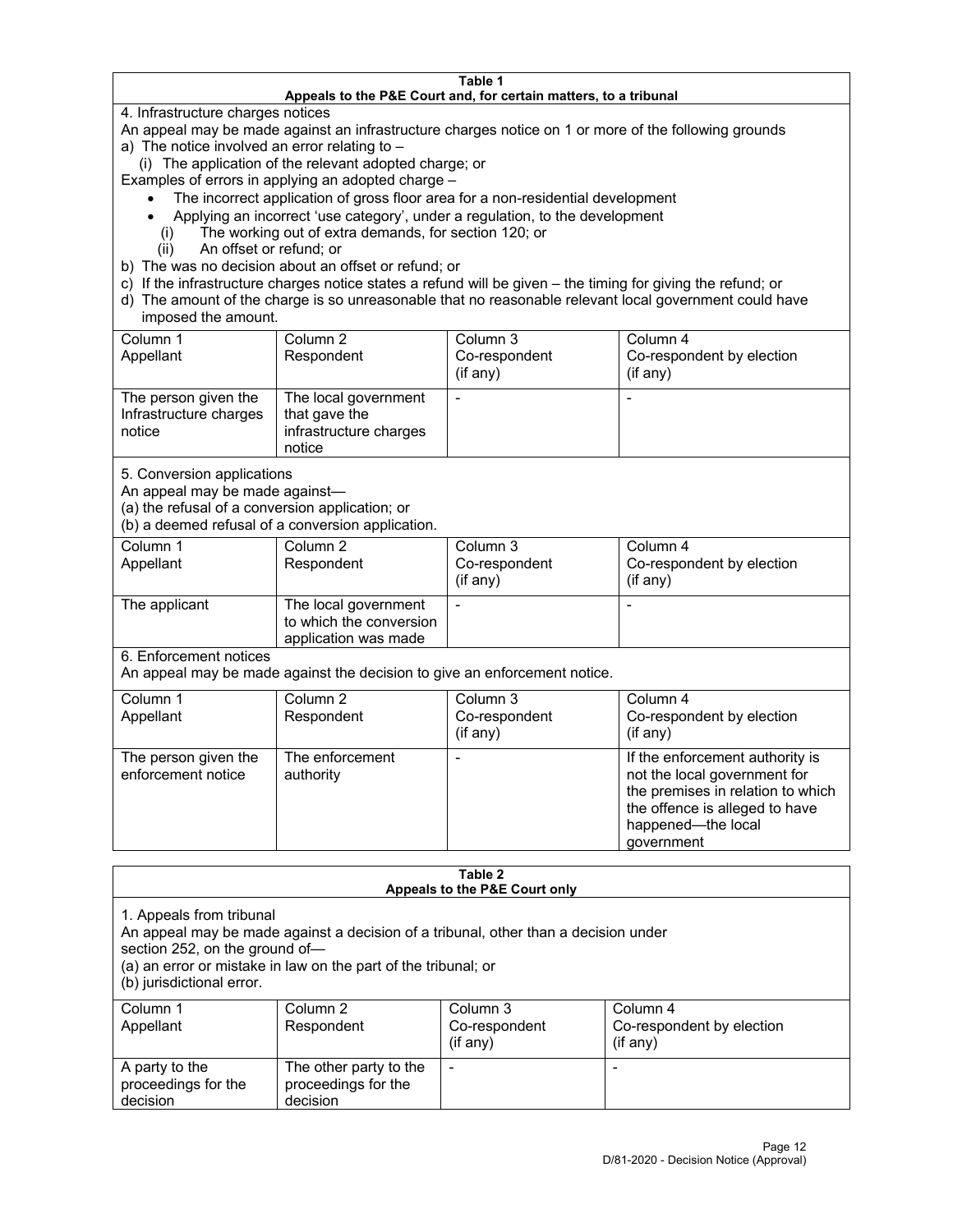**Table 1**
**Appeals to the P&E Court and, for certain matters, to a tribunal**

4. Infrastructure charges notices

An appeal may be made against an infrastructure charges notice on 1 or more of the following grounds

a) The notice involved an error relating to –

(i) The application of the relevant adopted charge; or

Examples of errors in applying an adopted charge –

- The incorrect application of gross floor area for a non-residential development
- Applying an incorrect 'use category', under a regulation, to the development

(i) The working out of extra demands, for section 120; or

(ii) An offset or refund; or

b) The was no decision about an offset or refund; or

c) If the infrastructure charges notice states a refund will be given – the timing for giving the refund; or

d) The amount of the charge is so unreasonable that no reasonable relevant local government could have imposed the amount.

| Column 1 Appellant | Column 2 Respondent | Column 3 Co-respondent (if any) | Column 4 Co-respondent by election (if any) |
|---|---|---|---|
| The person given the Infrastructure charges notice | The local government that gave the infrastructure charges notice | - | - |

5. Conversion applications

An appeal may be made against—

(a) the refusal of a conversion application; or

(b) a deemed refusal of a conversion application.

| Column 1 Appellant | Column 2 Respondent | Column 3 Co-respondent (if any) | Column 4 Co-respondent by election (if any) |
|---|---|---|---|
| The applicant | The local government to which the conversion application was made | - | - |

6. Enforcement notices

An appeal may be made against the decision to give an enforcement notice.

| Column 1 Appellant | Column 2 Respondent | Column 3 Co-respondent (if any) | Column 4 Co-respondent by election (if any) |
|---|---|---|---|
| The person given the enforcement notice | The enforcement authority | - | If the enforcement authority is not the local government for the premises in relation to which the offence is alleged to have happened—the local government |

**Table 2**
**Appeals to the P&E Court only**

1. Appeals from tribunal

An appeal may be made against a decision of a tribunal, other than a decision under section 252, on the ground of—

(a) an error or mistake in law on the part of the tribunal; or

(b) jurisdictional error.

| Column 1 Appellant | Column 2 Respondent | Column 3 Co-respondent (if any) | Column 4 Co-respondent by election (if any) |
|---|---|---|---|
| A party to the proceedings for the decision | The other party to the proceedings for the decision | - | - |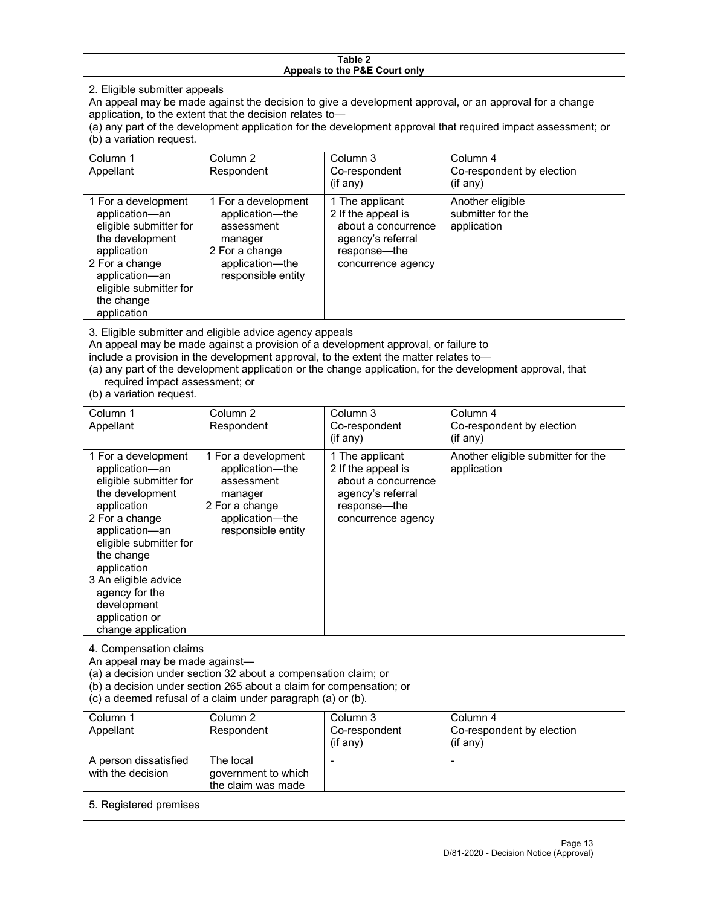**Table 2**
**Appeals to the P&E Court only**

2. Eligible submitter appeals

An appeal may be made against the decision to give a development approval, or an approval for a change application, to the extent that the decision relates to—

(a) any part of the development application for the development approval that required impact assessment; or

(b) a variation request.

| Column 1 Appellant | Column 2 Respondent | Column 3 Co-respondent (if any) | Column 4 Co-respondent by election (if any) |
|---|---|---|---|
| 1 For a development application—an eligible submitter for the development application<br>2 For a change application—an eligible submitter for the change application | 1 For a development application—the assessment manager<br>2 For a change application—the responsible entity | 1 The applicant<br>2 If the appeal is about a concurrence agency's referral response—the concurrence agency | Another eligible submitter for the application |

3. Eligible submitter and eligible advice agency appeals

An appeal may be made against a provision of a development approval, or failure to include a provision in the development approval, to the extent the matter relates to—

(a) any part of the development application or the change application, for the development approval, that required impact assessment; or

(b) a variation request.

| Column 1 Appellant | Column 2 Respondent | Column 3 Co-respondent (if any) | Column 4 Co-respondent by election (if any) |
|---|---|---|---|
| 1 For a development application—an eligible submitter for the development application<br>2 For a change application—an eligible submitter for the change application<br>3 An eligible advice agency for the development application or change application | 1 For a development application—the assessment manager<br>2 For a change application—the responsible entity | 1 The applicant<br>2 If the appeal is about a concurrence agency's referral response—the concurrence agency | Another eligible submitter for the application |

4. Compensation claims

An appeal may be made against—

(a) a decision under section 32 about a compensation claim; or

(b) a decision under section 265 about a claim for compensation; or

(c) a deemed refusal of a claim under paragraph (a) or (b).

| Column 1 Appellant | Column 2 Respondent | Column 3 Co-respondent (if any) | Column 4 Co-respondent by election (if any) |
|---|---|---|---|
| A person dissatisfied with the decision | The local government to which the claim was made | - | - |

5. Registered premises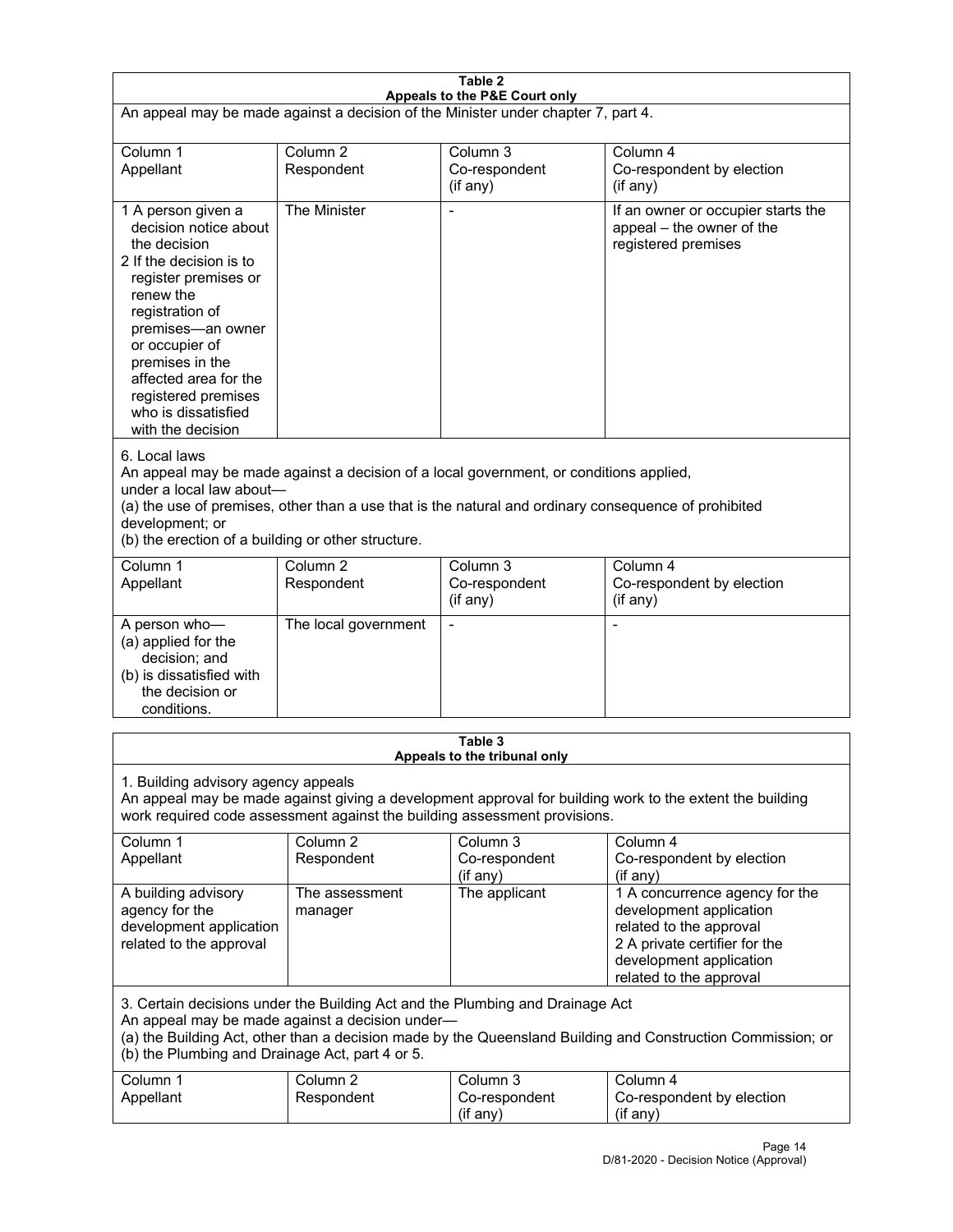**Table 2**
**Appeals to the P&E Court only**

An appeal may be made against a decision of the Minister under chapter 7, part 4.

| Column 1 Appellant | Column 2 Respondent | Column 3 Co-respondent (if any) | Column 4 Co-respondent by election (if any) |
|---|---|---|---|
| 1 A person given a decision notice about the decision<br>2 If the decision is to register premises or renew the registration of premises—an owner or occupier of premises in the affected area for the registered premises who is dissatisfied with the decision | The Minister | - | If an owner or occupier starts the appeal – the owner of the registered premises |

6. Local laws

An appeal may be made against a decision of a local government, or conditions applied, under a local law about—

(a) the use of premises, other than a use that is the natural and ordinary consequence of prohibited development; or

(b) the erection of a building or other structure.

| Column 1 Appellant | Column 2 Respondent | Column 3 Co-respondent (if any) | Column 4 Co-respondent by election (if any) |
|---|---|---|---|
| A person who—<br>(a) applied for the decision; and<br>(b) is dissatisfied with the decision or conditions. | The local government | - | - |

**Table 3**
**Appeals to the tribunal only**

1. Building advisory agency appeals

An appeal may be made against giving a development approval for building work to the extent the building work required code assessment against the building assessment provisions.

| Column 1 Appellant | Column 2 Respondent | Column 3 Co-respondent (if any) | Column 4 Co-respondent by election (if any) |
|---|---|---|---|
| A building advisory agency for the development application related to the approval | The assessment manager | The applicant | 1 A concurrence agency for the development application related to the approval<br>2 A private certifier for the development application related to the approval |

3. Certain decisions under the Building Act and the Plumbing and Drainage Act

An appeal may be made against a decision under—

(a) the Building Act, other than a decision made by the Queensland Building and Construction Commission; or

(b) the Plumbing and Drainage Act, part 4 or 5.

| Column 1 Appellant | Column 2 Respondent | Column 3 Co-respondent (if any) | Column 4 Co-respondent by election (if any) |
|---|---|---|---|

D/81-2020 - Decision Notice (Approval)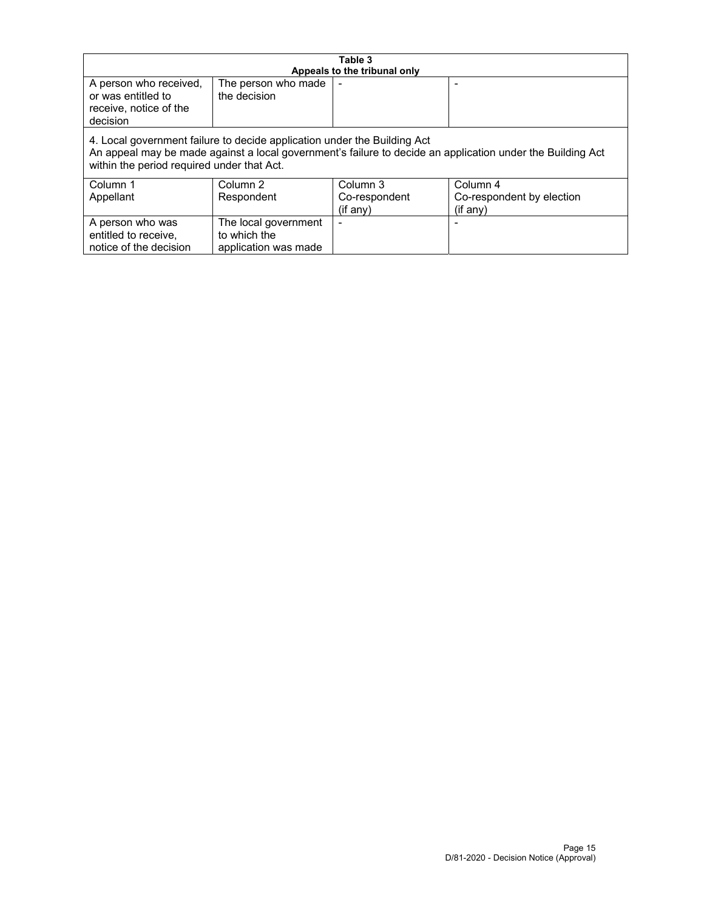**Table 3**
**Appeals to the tribunal only**

| | | | |
|---|---|---|---|
| A person who received, or was entitled to receive, notice of the decision | The person who made the decision | - | - |

4. Local government failure to decide application under the Building Act
An appeal may be made against a local government's failure to decide an application under the Building Act within the period required under that Act.

| Column 1<br>Appellant | Column 2<br>Respondent | Column 3<br>Co-respondent (if any) | Column 4<br>Co-respondent by election (if any) |
|---|---|---|---|
| A person who was entitled to receive, notice of the decision | The local government to which the application was made | - | - |

D/81-2020 - Decision Notice (Approval)